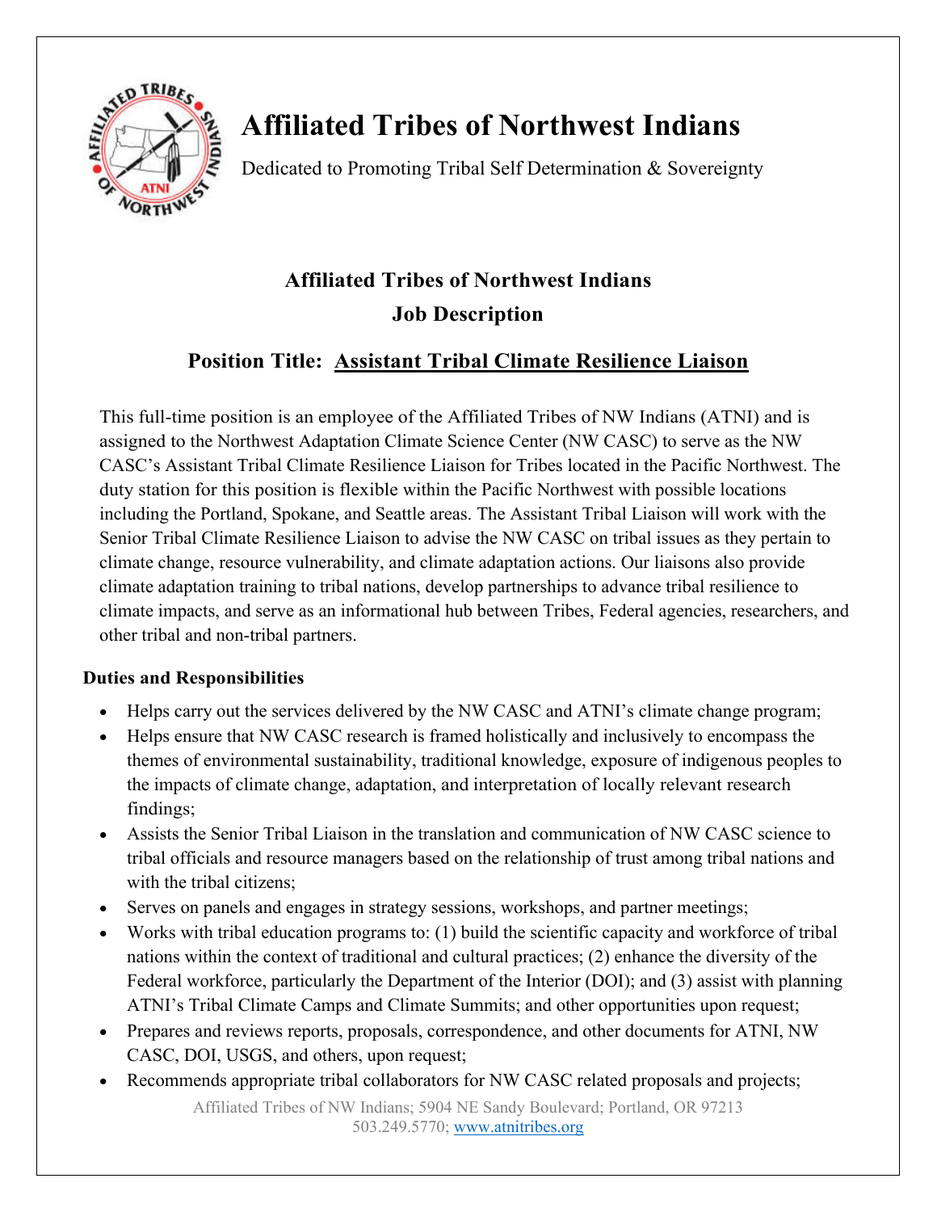# Affiliated Tribes of Northwest Indians

Dedicated to Promoting Tribal Self Determination & Sovereignty

## Affiliated Tribes of Northwest Indians
## Job Description

### Position Title: Assistant Tribal Climate Resilience Liaison

This full-time position is an employee of the Affiliated Tribes of NW Indians (ATNI) and is assigned to the Northwest Adaptation Climate Science Center (NW CASC) to serve as the NW CASC's Assistant Tribal Climate Resilience Liaison for Tribes located in the Pacific Northwest. The duty station for this position is flexible within the Pacific Northwest with possible locations including the Portland, Spokane, and Seattle areas. The Assistant Tribal Liaison will work with the Senior Tribal Climate Resilience Liaison to advise the NW CASC on tribal issues as they pertain to climate change, resource vulnerability, and climate adaptation actions. Our liaisons also provide climate adaptation training to tribal nations, develop partnerships to advance tribal resilience to climate impacts, and serve as an informational hub between Tribes, Federal agencies, researchers, and other tribal and non-tribal partners.

**Duties and Responsibilities**

- Helps carry out the services delivered by the NW CASC and ATNI's climate change program;
- Helps ensure that NW CASC research is framed holistically and inclusively to encompass the themes of environmental sustainability, traditional knowledge, exposure of indigenous peoples to the impacts of climate change, adaptation, and interpretation of locally relevant research findings;
- Assists the Senior Tribal Liaison in the translation and communication of NW CASC science to tribal officials and resource managers based on the relationship of trust among tribal nations and with the tribal citizens;
- Serves on panels and engages in strategy sessions, workshops, and partner meetings;
- Works with tribal education programs to: (1) build the scientific capacity and workforce of tribal nations within the context of traditional and cultural practices; (2) enhance the diversity of the Federal workforce, particularly the Department of the Interior (DOI); and (3) assist with planning ATNI's Tribal Climate Camps and Climate Summits; and other opportunities upon request;
- Prepares and reviews reports, proposals, correspondence, and other documents for ATNI, NW CASC, DOI, USGS, and others, upon request;
- Recommends appropriate tribal collaborators for NW CASC related proposals and projects;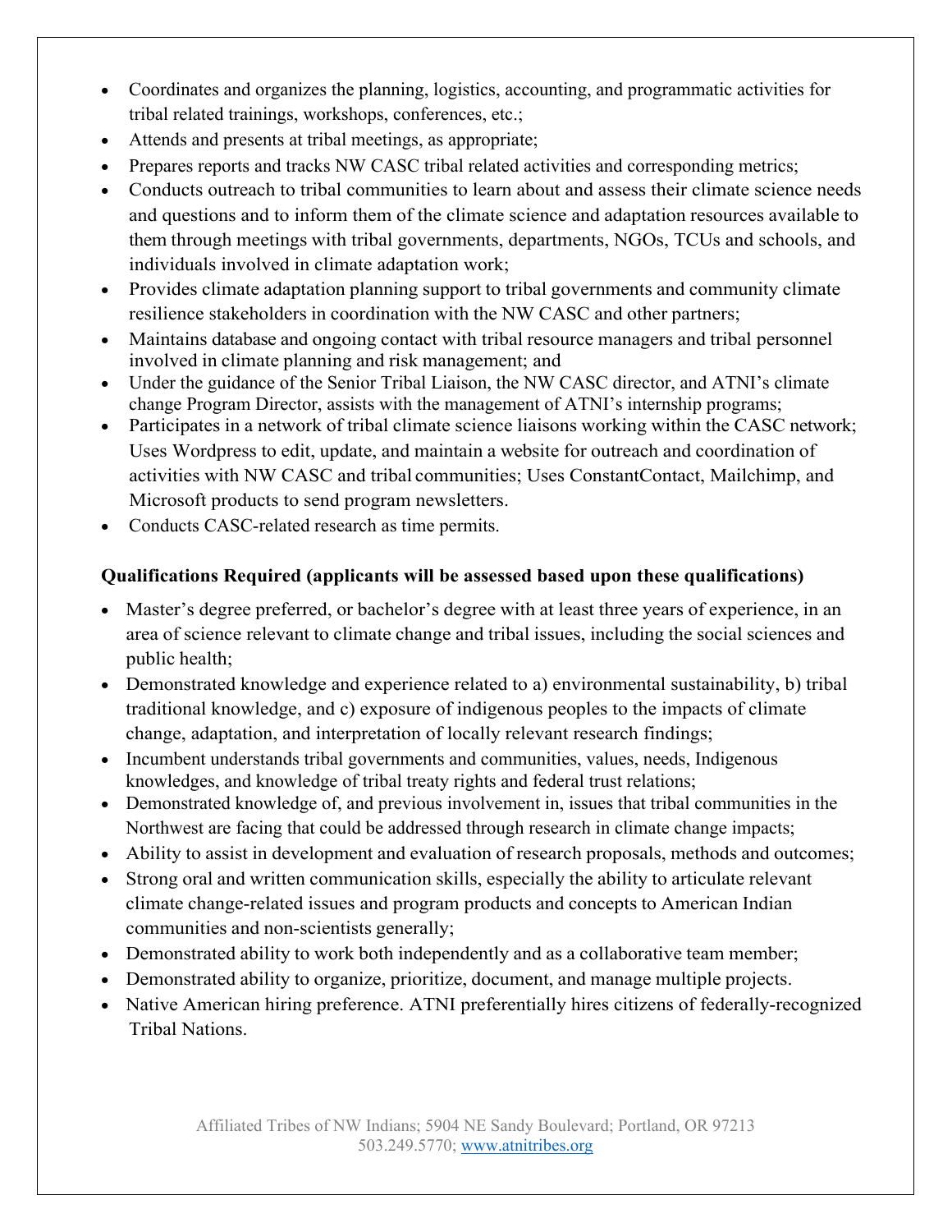- Coordinates and organizes the planning, logistics, accounting, and programmatic activities for tribal related trainings, workshops, conferences, etc.;
- Attends and presents at tribal meetings, as appropriate;
- Prepares reports and tracks NW CASC tribal related activities and corresponding metrics;
- Conducts outreach to tribal communities to learn about and assess their climate science needs and questions and to inform them of the climate science and adaptation resources available to them through meetings with tribal governments, departments, NGOs, TCUs and schools, and individuals involved in climate adaptation work;
- Provides climate adaptation planning support to tribal governments and community climate resilience stakeholders in coordination with the NW CASC and other partners;
- Maintains database and ongoing contact with tribal resource managers and tribal personnel involved in climate planning and risk management; and
- Under the guidance of the Senior Tribal Liaison, the NW CASC director, and ATNI's climate change Program Director, assists with the management of ATNI's internship programs;
- Participates in a network of tribal climate science liaisons working within the CASC network; Uses Wordpress to edit, update, and maintain a website for outreach and coordination of activities with NW CASC and tribal communities; Uses ConstantContact, Mailchimp, and Microsoft products to send program newsletters.
- Conducts CASC-related research as time permits.

**Qualifications Required (applicants will be assessed based upon these qualifications)**

- Master's degree preferred, or bachelor's degree with at least three years of experience, in an area of science relevant to climate change and tribal issues, including the social sciences and public health;
- Demonstrated knowledge and experience related to a) environmental sustainability, b) tribal traditional knowledge, and c) exposure of indigenous peoples to the impacts of climate change, adaptation, and interpretation of locally relevant research findings;
- Incumbent understands tribal governments and communities, values, needs, Indigenous knowledges, and knowledge of tribal treaty rights and federal trust relations;
- Demonstrated knowledge of, and previous involvement in, issues that tribal communities in the Northwest are facing that could be addressed through research in climate change impacts;
- Ability to assist in development and evaluation of research proposals, methods and outcomes;
- Strong oral and written communication skills, especially the ability to articulate relevant climate change-related issues and program products and concepts to American Indian communities and non-scientists generally;
- Demonstrated ability to work both independently and as a collaborative team member;
- Demonstrated ability to organize, prioritize, document, and manage multiple projects.
- Native American hiring preference. ATNI preferentially hires citizens of federally-recognized Tribal Nations.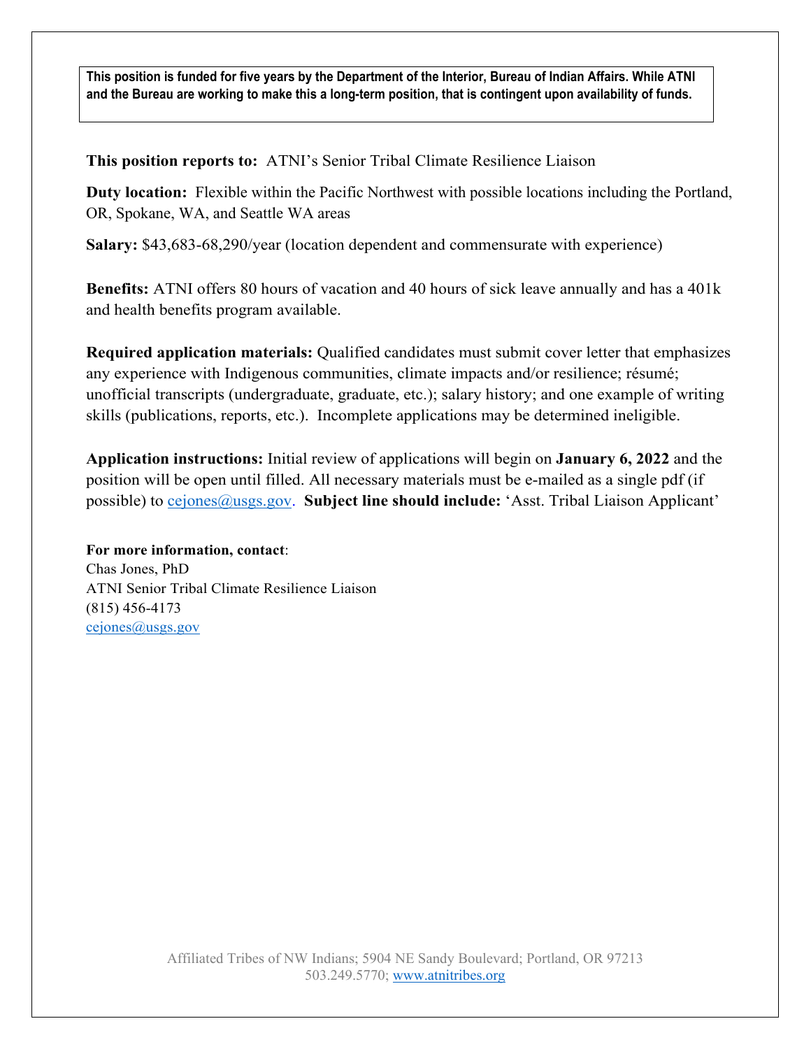**This position is funded for five years by the Department of the Interior, Bureau of Indian Affairs. While ATNI and the Bureau are working to make this a long-term position, that is contingent upon availability of funds.**

**This position reports to:** ATNI's Senior Tribal Climate Resilience Liaison

**Duty location:** Flexible within the Pacific Northwest with possible locations including the Portland, OR, Spokane, WA, and Seattle WA areas

**Salary:** $43,683-68,290/year (location dependent and commensurate with experience)

**Benefits:** ATNI offers 80 hours of vacation and 40 hours of sick leave annually and has a 401k and health benefits program available.

**Required application materials:** Qualified candidates must submit cover letter that emphasizes any experience with Indigenous communities, climate impacts and/or resilience; résumé; unofficial transcripts (undergraduate, graduate, etc.); salary history; and one example of writing skills (publications, reports, etc.). Incomplete applications may be determined ineligible.

**Application instructions:** Initial review of applications will begin on **January 6, 2022** and the position will be open until filled. All necessary materials must be e-mailed as a single pdf (if possible) to cejones@usgs.gov. **Subject line should include:** 'Asst. Tribal Liaison Applicant'

**For more information, contact**:
Chas Jones, PhD
ATNI Senior Tribal Climate Resilience Liaison
(815) 456-4173
cejones@usgs.gov

Affiliated Tribes of NW Indians; 5904 NE Sandy Boulevard; Portland, OR 97213
503.249.5770; www.atnitribes.org